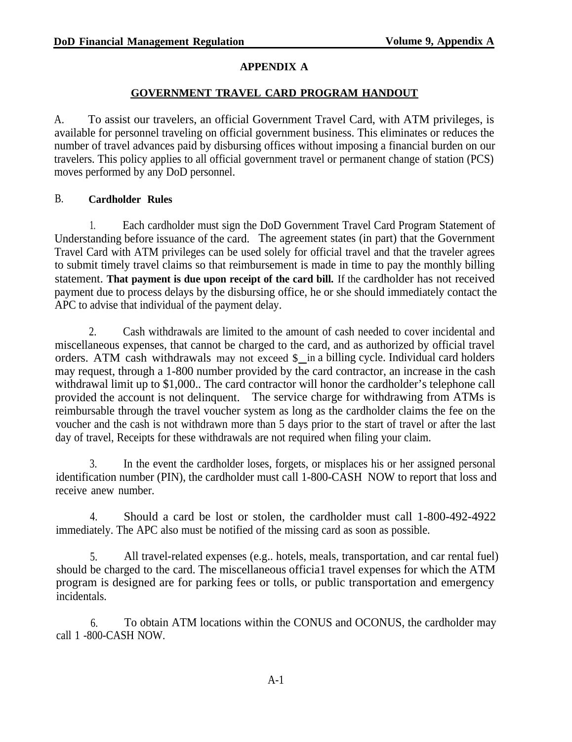# APPENDIX A

## GOVERNMENT TRAVEL CARD PROGRAM HANDOUT

A. To assist our travelers, an official Government Travel Card, with ATM privileges, is available for personnel traveling on official government business. This eliminates or reduces the number of travel advances paid by disbursing offices without imposing a financial burden on our travelers. This policy applies to all official government travel or permanent change of station (PCS) moves performed by any DoD personnel.

B. **Cardholder Rules**

1. Each cardholder must sign the DoD Government Travel Card Program Statement of Understanding before issuance of the card. The agreement states (in part) that the Government Travel Card with ATM privileges can be used solely for official travel and that the traveler agrees to submit timely travel claims so that reimbursement is made in time to pay the monthly billing statement. **That payment is due upon receipt of the card bill.** If the cardholder has not received payment due to process delays by the disbursing office, he or she should immediately contact the APC to advise that individual of the payment delay.

2. Cash withdrawals are limited to the amount of cash needed to cover incidental and miscellaneous expenses, that cannot be charged to the card, and as authorized by official travel orders. ATM cash withdrawals may not exceed $\_ in a billing cycle. Individual card holders may request, through a 1-800 number provided by the card contractor, an increase in the cash withdrawal limit up to $1,000.. The card contractor will honor the cardholder's telephone call provided the account is not delinquent. The service charge for withdrawing from ATMs is reimbursable through the travel voucher system as long as the cardholder claims the fee on the voucher and the cash is not withdrawn more than 5 days prior to the start of travel or after the last day of travel, Receipts for these withdrawals are not required when filing your claim.

3. In the event the cardholder loses, forgets, or misplaces his or her assigned personal identification number (PIN), the cardholder must call 1-800-CASH NOW to report that loss and receive anew number.

4. Should a card be lost or stolen, the cardholder must call 1-800-492-4922 immediately. The APC also must be notified of the missing card as soon as possible.

5. All travel-related expenses (e.g.. hotels, meals, transportation, and car rental fuel) should be charged to the card. The miscellaneous officia1 travel expenses for which the ATM program is designed are for parking fees or tolls, or public transportation and emergency incidentals.

6. To obtain ATM locations within the CONUS and OCONUS, the cardholder may call 1 -800-CASH NOW.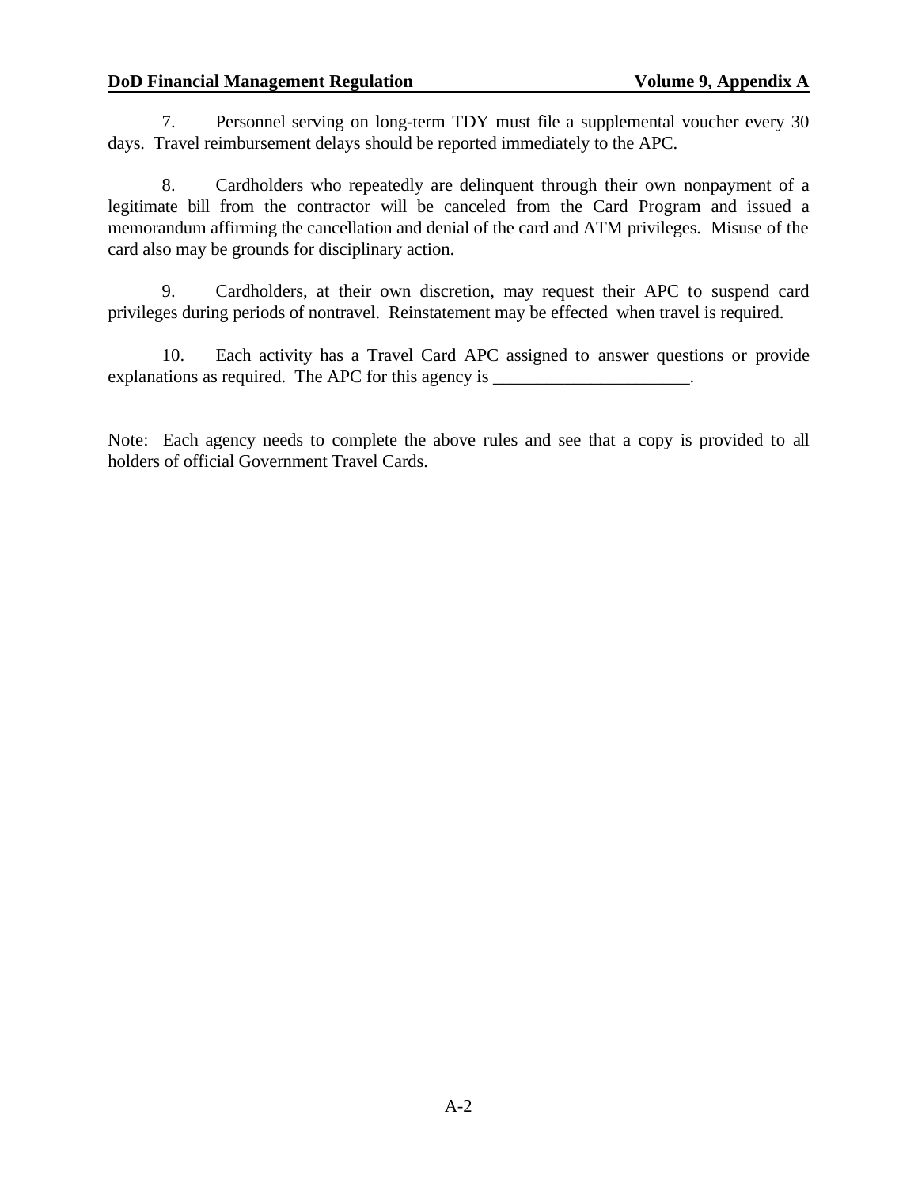7. Personnel serving on long-term TDY must file a supplemental voucher every 30 days. Travel reimbursement delays should be reported immediately to the APC.

8. Cardholders who repeatedly are delinquent through their own nonpayment of a legitimate bill from the contractor will be canceled from the Card Program and issued a memorandum affirming the cancellation and denial of the card and ATM privileges. Misuse of the card also may be grounds for disciplinary action.

9. Cardholders, at their own discretion, may request their APC to suspend card privileges during periods of nontravel. Reinstatement may be effected when travel is required.

10. Each activity has a Travel Card APC assigned to answer questions or provide explanations as required. The APC for this agency is ______________________.

Note: Each agency needs to complete the above rules and see that a copy is provided to all holders of official Government Travel Cards.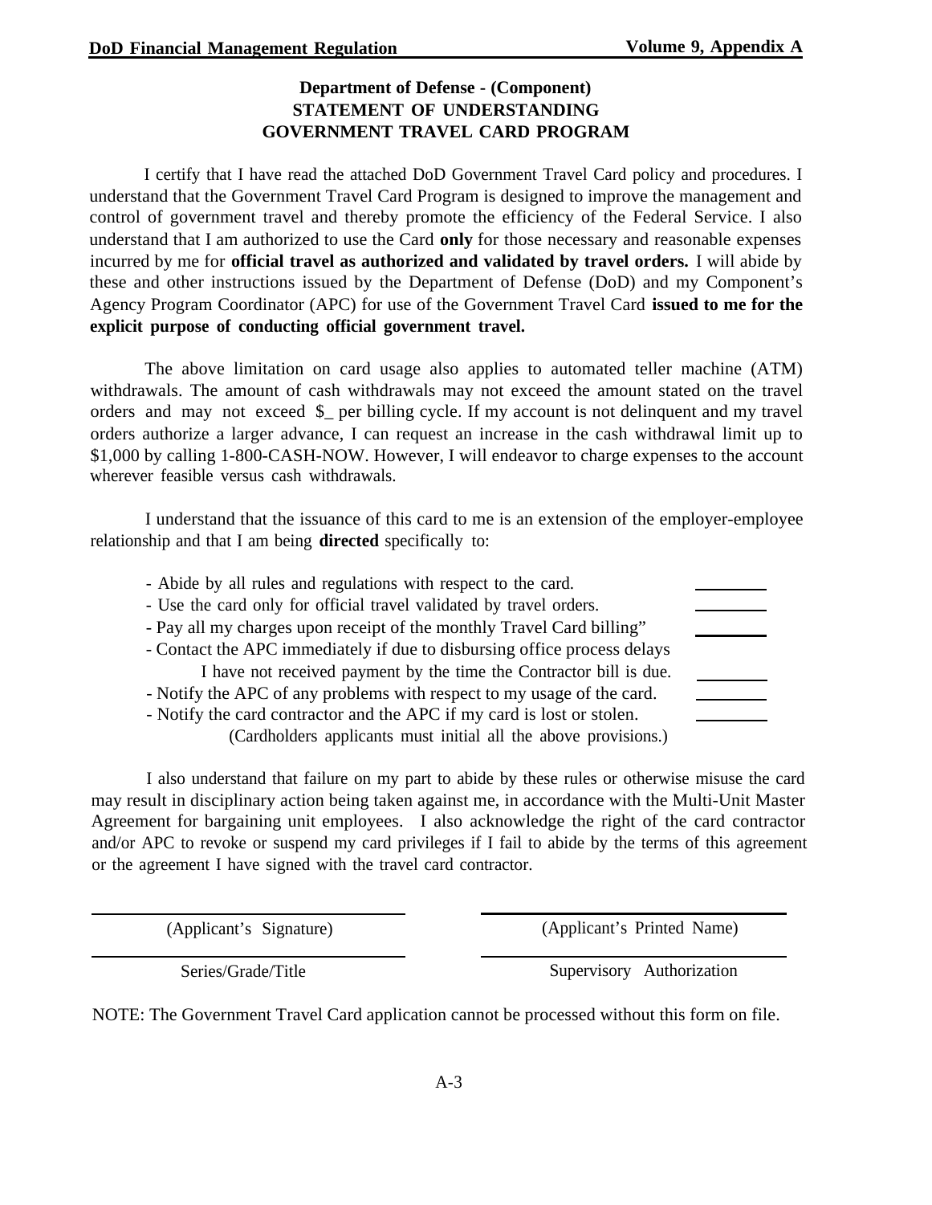## Department of Defense - (Component)
## STATEMENT OF UNDERSTANDING
## GOVERNMENT TRAVEL CARD PROGRAM

I certify that I have read the attached DoD Government Travel Card policy and procedures. I understand that the Government Travel Card Program is designed to improve the management and control of government travel and thereby promote the efficiency of the Federal Service. I also understand that I am authorized to use the Card **only** for those necessary and reasonable expenses incurred by me for **official travel as authorized and validated by travel orders.** I will abide by these and other instructions issued by the Department of Defense (DoD) and my Component's Agency Program Coordinator (APC) for use of the Government Travel Card **issued to me for the explicit purpose of conducting official government travel.**

The above limitation on card usage also applies to automated teller machine (ATM) withdrawals. The amount of cash withdrawals may not exceed the amount stated on the travel orders and may not exceed $_ per billing cycle. If my account is not delinquent and my travel orders authorize a larger advance, I can request an increase in the cash withdrawal limit up to $1,000 by calling 1-800-CASH-NOW. However, I will endeavor to charge expenses to the account wherever feasible versus cash withdrawals.

I understand that the issuance of this card to me is an extension of the employer-employee relationship and that I am being **directed** specifically to:

- Abide by all rules and regulations with respect to the card. ________
- Use the card only for official travel validated by travel orders. ________
- Pay all my charges upon receipt of the monthly Travel Card billing" ________
- Contact the APC immediately if due to disbursing office process delays I have not received payment by the time the Contractor bill is due. ________
- Notify the APC of any problems with respect to my usage of the card. ________
- Notify the card contractor and the APC if my card is lost or stolen. ________

(Cardholders applicants must initial all the above provisions.)

I also understand that failure on my part to abide by these rules or otherwise misuse the card may result in disciplinary action being taken against me, in accordance with the Multi-Unit Master Agreement for bargaining unit employees. I also acknowledge the right of the card contractor and/or APC to revoke or suspend my card privileges if I fail to abide by the terms of this agreement or the agreement I have signed with the travel card contractor.

| ______________________________ | ______________________________ |
|---|---|
| (Applicant's Signature) | (Applicant's Printed Name) |
| ______________________________ | ______________________________ |
| Series/Grade/Title | Supervisory Authorization |

NOTE: The Government Travel Card application cannot be processed without this form on file.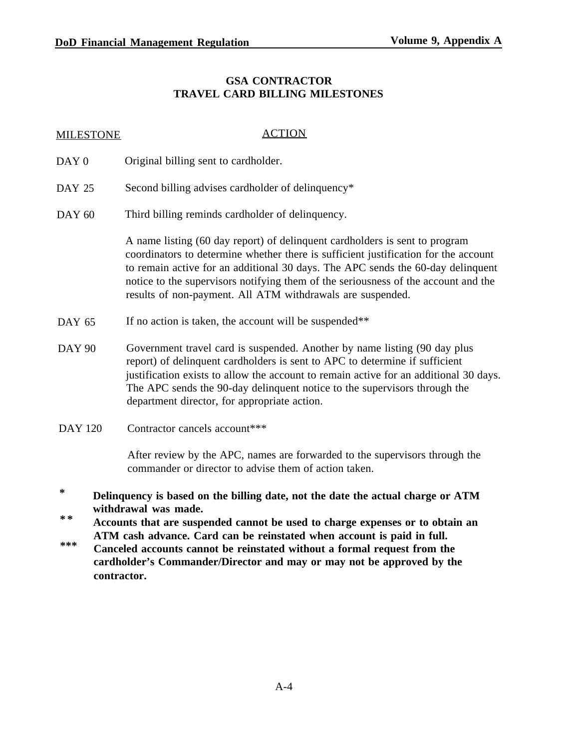## GSA CONTRACTOR TRAVEL CARD BILLING MILESTONES

| MILESTONE | ACTION |
| --- | --- |
| DAY 0 | Original billing sent to cardholder. |
| DAY 25 | Second billing advises cardholder of delinquency* |
| DAY 60 | Third billing reminds cardholder of delinquency.<br><br>A name listing (60 day report) of delinquent cardholders is sent to program coordinators to determine whether there is sufficient justification for the account to remain active for an additional 30 days. The APC sends the 60-day delinquent notice to the supervisors notifying them of the seriousness of the account and the results of non-payment. All ATM withdrawals are suspended. |
| DAY 65 | If no action is taken, the account will be suspended** |
| DAY 90 | Government travel card is suspended. Another by name listing (90 day plus report) of delinquent cardholders is sent to APC to determine if sufficient justification exists to allow the account to remain active for an additional 30 days. The APC sends the 90-day delinquent notice to the supervisors through the department director, for appropriate action. |
| DAY 120 | Contractor cancels account***<br><br>After review by the APC, names are forwarded to the supervisors through the commander or director to advise them of action taken. |

\* **Delinquency is based on the billing date, not the date the actual charge or ATM withdrawal was made.**

\** **Accounts that are suspended cannot be used to charge expenses or to obtain an ATM cash advance. Card can be reinstated when account is paid in full.**

\*** **Canceled accounts cannot be reinstated without a formal request from the cardholder's Commander/Director and may or may not be approved by the contractor.**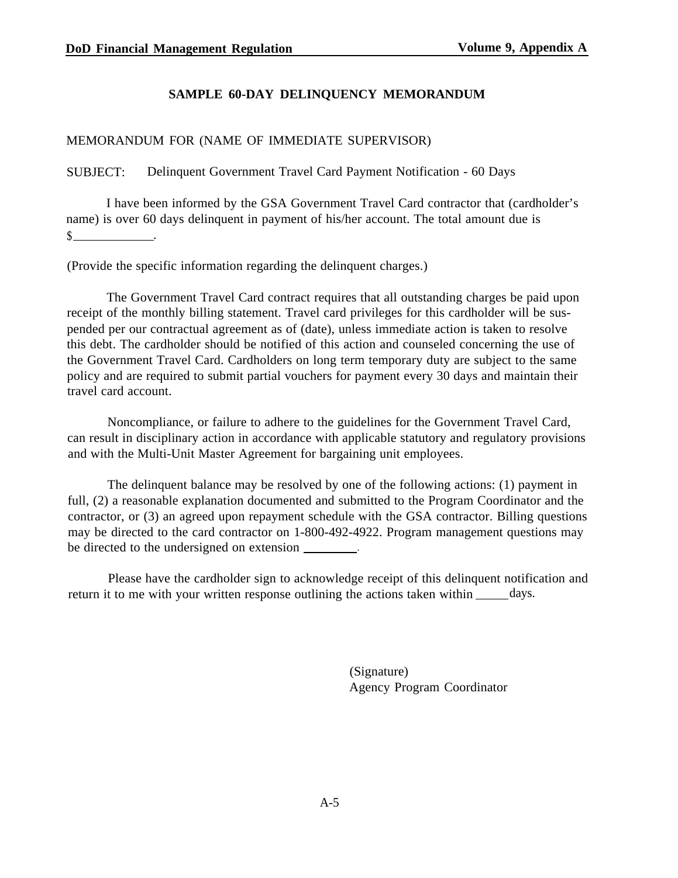## SAMPLE 60-DAY DELINQUENCY MEMORANDUM

MEMORANDUM FOR (NAME OF IMMEDIATE SUPERVISOR)

SUBJECT: Delinquent Government Travel Card Payment Notification - 60 Days

I have been informed by the GSA Government Travel Card contractor that (cardholder's name) is over 60 days delinquent in payment of his/her account. The total amount due is $____________.

(Provide the specific information regarding the delinquent charges.)

The Government Travel Card contract requires that all outstanding charges be paid upon receipt of the monthly billing statement. Travel card privileges for this cardholder will be suspended per our contractual agreement as of (date), unless immediate action is taken to resolve this debt. The cardholder should be notified of this action and counseled concerning the use of the Government Travel Card. Cardholders on long term temporary duty are subject to the same policy and are required to submit partial vouchers for payment every 30 days and maintain their travel card account.

Noncompliance, or failure to adhere to the guidelines for the Government Travel Card, can result in disciplinary action in accordance with applicable statutory and regulatory provisions and with the Multi-Unit Master Agreement for bargaining unit employees.

The delinquent balance may be resolved by one of the following actions: (1) payment in full, (2) a reasonable explanation documented and submitted to the Program Coordinator and the contractor, or (3) an agreed upon repayment schedule with the GSA contractor. Billing questions may be directed to the card contractor on 1-800-492-4922. Program management questions may be directed to the undersigned on extension ________.

Please have the cardholder sign to acknowledge receipt of this delinquent notification and return it to me with your written response outlining the actions taken within _____ days.

(Signature)
Agency Program Coordinator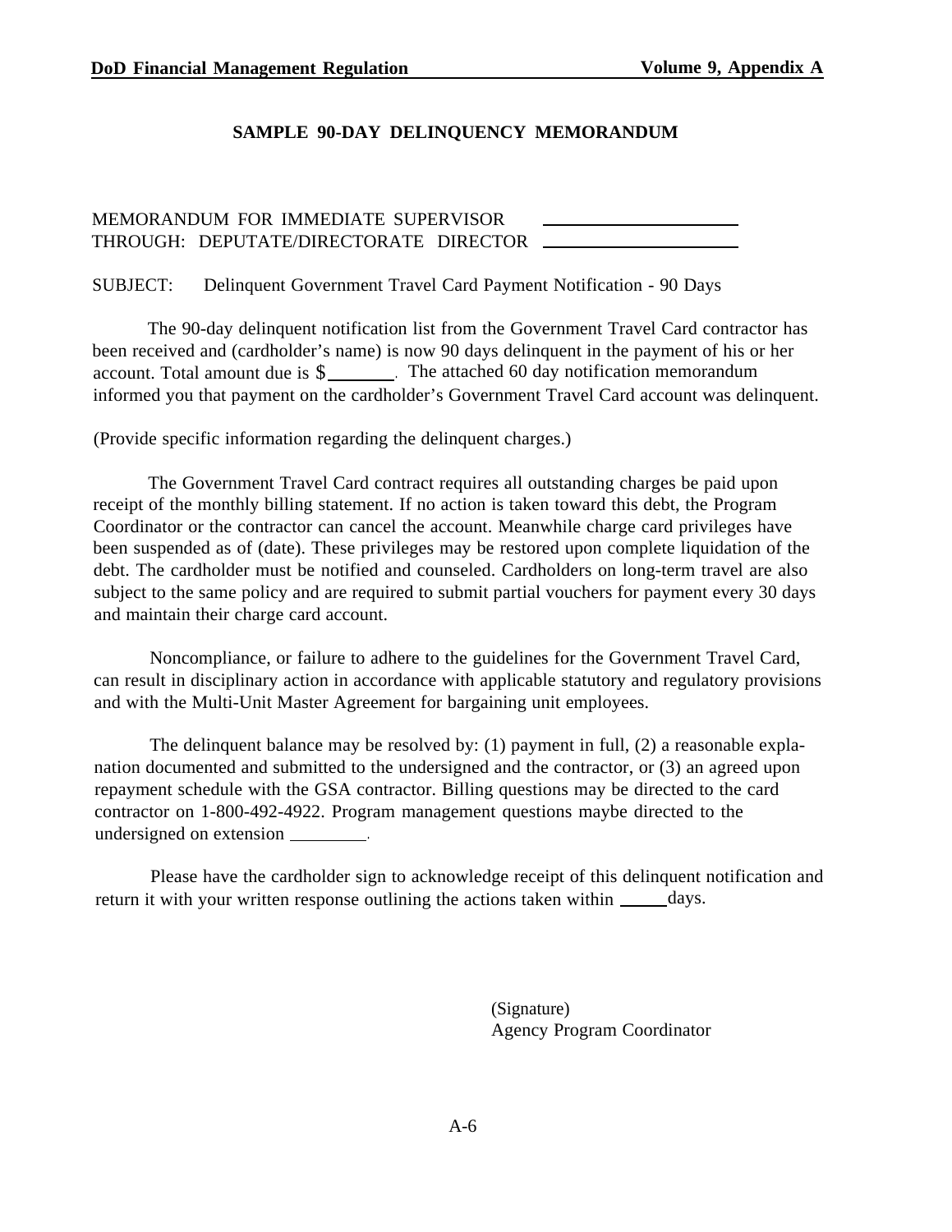**SAMPLE 90-DAY DELINQUENCY MEMORANDUM**

MEMORANDUM FOR IMMEDIATE SUPERVISOR \_\_\_\_\_\_\_\_\_\_\_\_\_\_\_\_\_\_\_\_
THROUGH: DEPUTATE/DIRECTORATE DIRECTOR \_\_\_\_\_\_\_\_\_\_\_\_\_\_\_\_\_\_\_\_

SUBJECT: Delinquent Government Travel Card Payment Notification - 90 Days

The 90-day delinquent notification list from the Government Travel Card contractor has been received and (cardholder's name) is now 90 days delinquent in the payment of his or her account. Total amount due is $\_\_\_\_\_\_\_. The attached 60 day notification memorandum informed you that payment on the cardholder's Government Travel Card account was delinquent.

(Provide specific information regarding the delinquent charges.)

The Government Travel Card contract requires all outstanding charges be paid upon receipt of the monthly billing statement. If no action is taken toward this debt, the Program Coordinator or the contractor can cancel the account. Meanwhile charge card privileges have been suspended as of (date). These privileges may be restored upon complete liquidation of the debt. The cardholder must be notified and counseled. Cardholders on long-term travel are also subject to the same policy and are required to submit partial vouchers for payment every 30 days and maintain their charge card account.

Noncompliance, or failure to adhere to the guidelines for the Government Travel Card, can result in disciplinary action in accordance with applicable statutory and regulatory provisions and with the Multi-Unit Master Agreement for bargaining unit employees.

The delinquent balance may be resolved by: (1) payment in full, (2) a reasonable explanation documented and submitted to the undersigned and the contractor, or (3) an agreed upon repayment schedule with the GSA contractor. Billing questions may be directed to the card contractor on 1-800-492-4922. Program management questions maybe directed to the undersigned on extension \_\_\_\_\_\_\_\_.

Please have the cardholder sign to acknowledge receipt of this delinquent notification and return it with your written response outlining the actions taken within \_\_\_\_\_days.

(Signature)
Agency Program Coordinator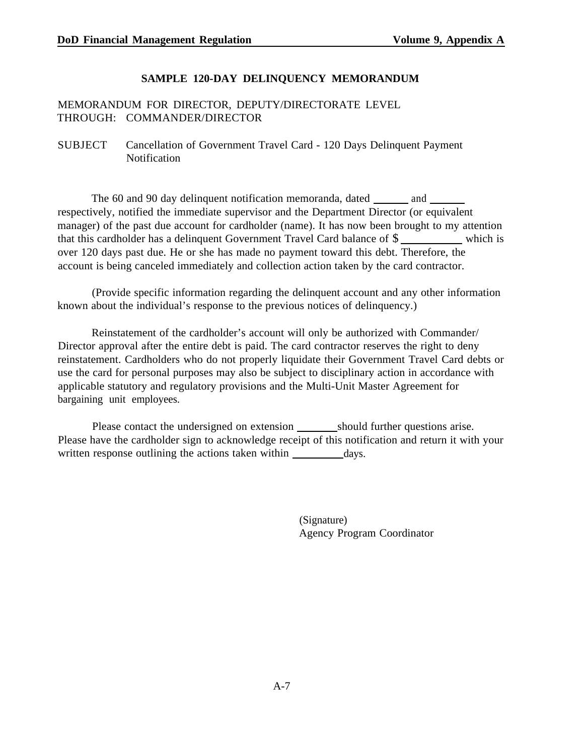## SAMPLE 120-DAY DELINQUENCY MEMORANDUM

MEMORANDUM FOR DIRECTOR, DEPUTY/DIRECTORATE LEVEL
THROUGH: COMMANDER/DIRECTOR

SUBJECT Cancellation of Government Travel Card - 120 Days Delinquent Payment Notification

The 60 and 90 day delinquent notification memoranda, dated ______ and ______ respectively, notified the immediate supervisor and the Department Director (or equivalent manager) of the past due account for cardholder (name). It has now been brought to my attention that this cardholder has a delinquent Government Travel Card balance of $__________ which is over 120 days past due. He or she has made no payment toward this debt. Therefore, the account is being canceled immediately and collection action taken by the card contractor.

(Provide specific information regarding the delinquent account and any other information known about the individual's response to the previous notices of delinquency.)

Reinstatement of the cardholder's account will only be authorized with Commander/ Director approval after the entire debt is paid. The card contractor reserves the right to deny reinstatement. Cardholders who do not properly liquidate their Government Travel Card debts or use the card for personal purposes may also be subject to disciplinary action in accordance with applicable statutory and regulatory provisions and the Multi-Unit Master Agreement for bargaining unit employees.

Please contact the undersigned on extension _______ should further questions arise. Please have the cardholder sign to acknowledge receipt of this notification and return it with your written response outlining the actions taken within _________ days.

(Signature)
Agency Program Coordinator